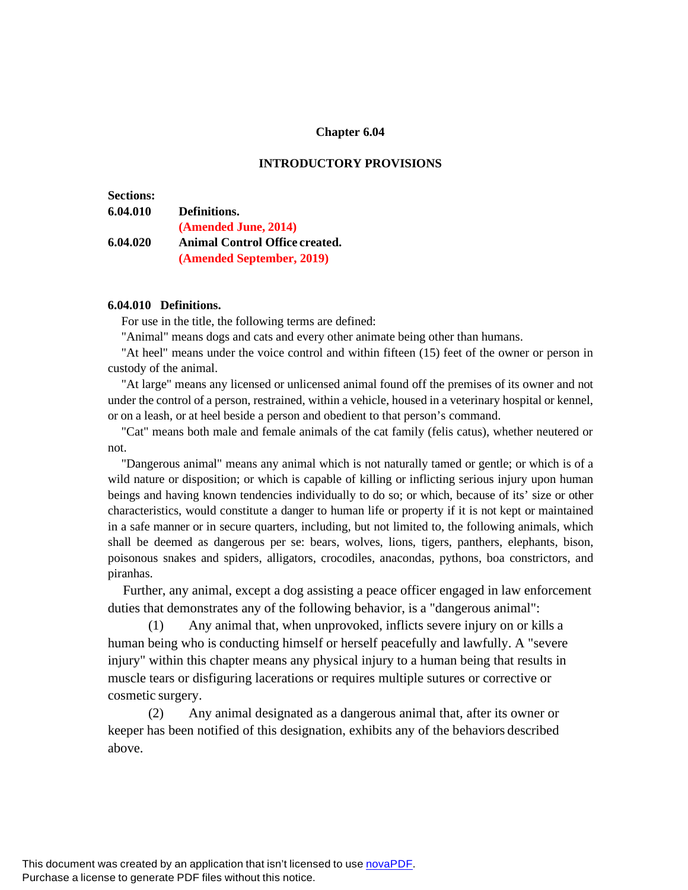# Chapter 6.04

## INTRODUCTORY PROVISIONS

**Sections:**

**6.04.010 Definitions.**
**(Amended June, 2014)**
**6.04.020 Animal Control Office created.**
**(Amended September, 2019)**

### 6.04.010 Definitions.

For use in the title, the following terms are defined:

"Animal" means dogs and cats and every other animate being other than humans.

"At heel" means under the voice control and within fifteen (15) feet of the owner or person in custody of the animal.

"At large" means any licensed or unlicensed animal found off the premises of its owner and not under the control of a person, restrained, within a vehicle, housed in a veterinary hospital or kennel, or on a leash, or at heel beside a person and obedient to that person's command.

"Cat" means both male and female animals of the cat family (felis catus), whether neutered or not.

"Dangerous animal" means any animal which is not naturally tamed or gentle; or which is of a wild nature or disposition; or which is capable of killing or inflicting serious injury upon human beings and having known tendencies individually to do so; or which, because of its' size or other characteristics, would constitute a danger to human life or property if it is not kept or maintained in a safe manner or in secure quarters, including, but not limited to, the following animals, which shall be deemed as dangerous per se: bears, wolves, lions, tigers, panthers, elephants, bison, poisonous snakes and spiders, alligators, crocodiles, anacondas, pythons, boa constrictors, and piranhas.

Further, any animal, except a dog assisting a peace officer engaged in law enforcement duties that demonstrates any of the following behavior, is a "dangerous animal":

(1) Any animal that, when unprovoked, inflicts severe injury on or kills a human being who is conducting himself or herself peacefully and lawfully. A "severe injury" within this chapter means any physical injury to a human being that results in muscle tears or disfiguring lacerations or requires multiple sutures or corrective or cosmetic surgery.

(2) Any animal designated as a dangerous animal that, after its owner or keeper has been notified of this designation, exhibits any of the behaviors described above.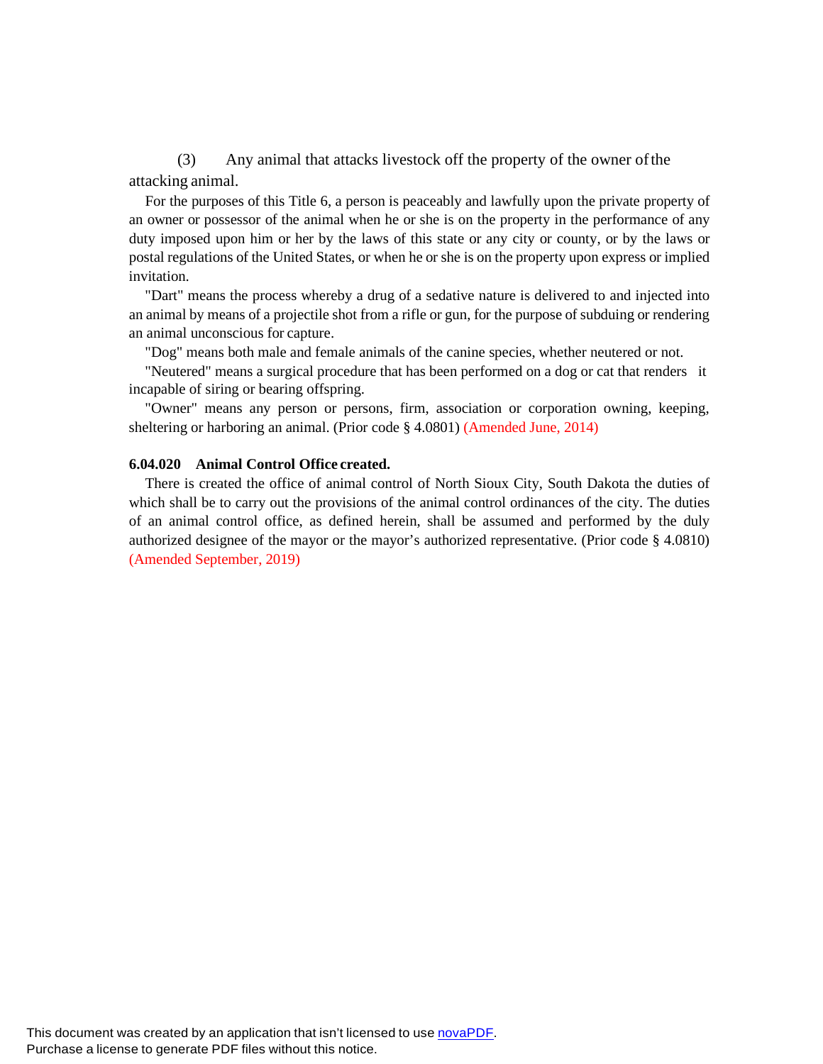(3) Any animal that attacks livestock off the property of the owner of the attacking animal.

For the purposes of this Title 6, a person is peaceably and lawfully upon the private property of an owner or possessor of the animal when he or she is on the property in the performance of any duty imposed upon him or her by the laws of this state or any city or county, or by the laws or postal regulations of the United States, or when he or she is on the property upon express or implied invitation.

"Dart" means the process whereby a drug of a sedative nature is delivered to and injected into an animal by means of a projectile shot from a rifle or gun, for the purpose of subduing or rendering an animal unconscious for capture.

"Dog" means both male and female animals of the canine species, whether neutered or not.

"Neutered" means a surgical procedure that has been performed on a dog or cat that renders it incapable of siring or bearing offspring.

"Owner" means any person or persons, firm, association or corporation owning, keeping, sheltering or harboring an animal. (Prior code § 4.0801) (Amended June, 2014)

**6.04.020 Animal Control Office created.**

There is created the office of animal control of North Sioux City, South Dakota the duties of which shall be to carry out the provisions of the animal control ordinances of the city. The duties of an animal control office, as defined herein, shall be assumed and performed by the duly authorized designee of the mayor or the mayor's authorized representative. (Prior code § 4.0810) (Amended September, 2019)